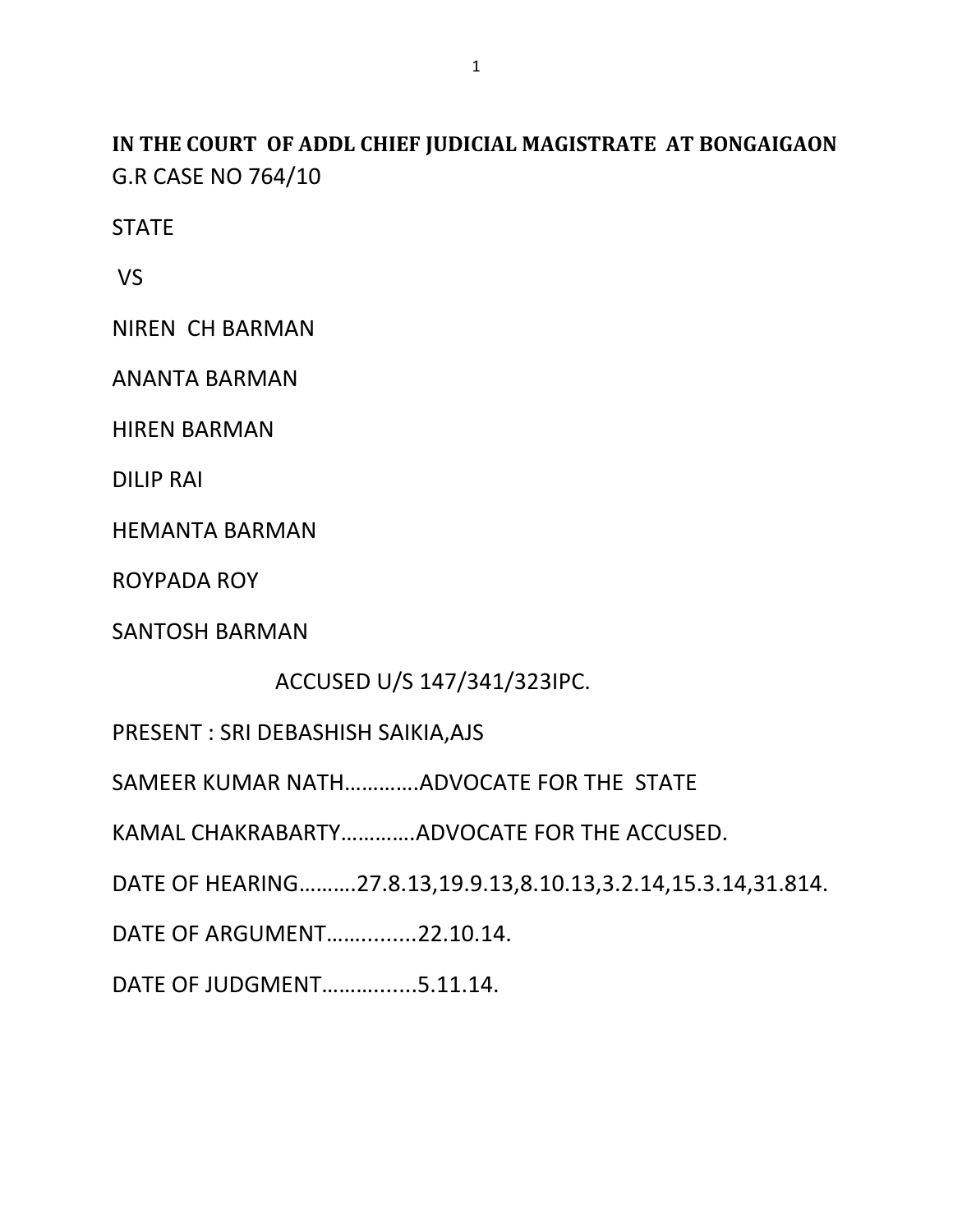**IN THE COURT OF ADDL CHIEF JUDICIAL MAGISTRATE AT BONGAIGAON**

G.R CASE NO 764/10

STATE

VS

NIREN CH BARMAN

ANANTA BARMAN

HIREN BARMAN

DILIP RAI

HEMANTA BARMAN

ROYPADA ROY

SANTOSH BARMAN

ACCUSED U/S 147/341/323IPC.

PRESENT : SRI DEBASHISH SAIKIA,AJS

SAMEER KUMAR NATH………….ADVOCATE FOR THE STATE

KAMAL CHAKRABARTY………….ADVOCATE FOR THE ACCUSED.

DATE OF HEARING……….27.8.13,19.9.13,8.10.13,3.2.14,15.3.14,31.814.

DATE OF ARGUMENT……..........22.10.14.

DATE OF JUDGMENT………........5.11.14.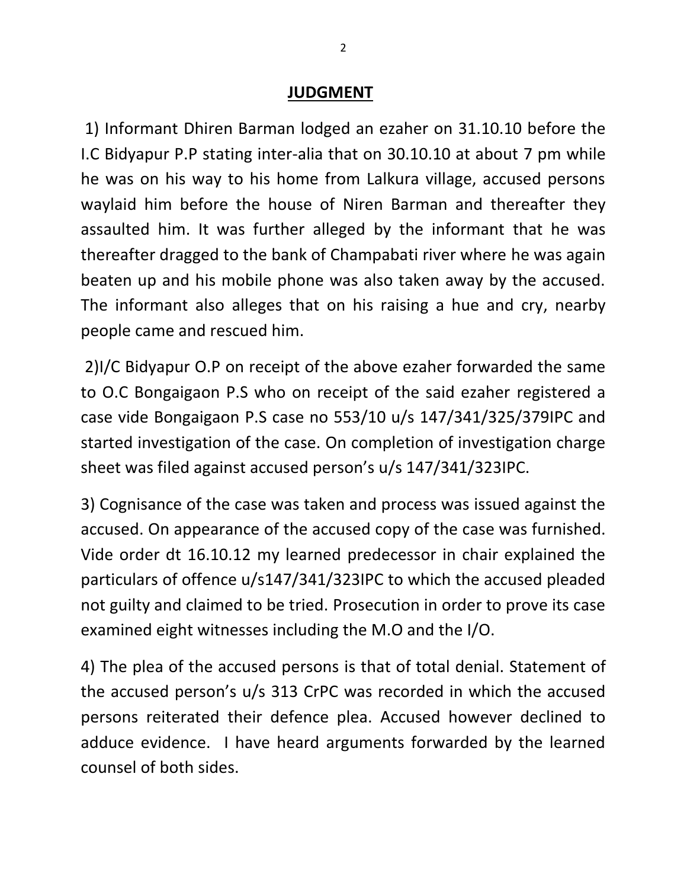# JUDGMENT

1) Informant Dhiren Barman lodged an ezaher on 31.10.10 before the I.C Bidyapur P.P stating inter-alia that on 30.10.10 at about 7 pm while he was on his way to his home from Lalkura village, accused persons waylaid him before the house of Niren Barman and thereafter they assaulted him. It was further alleged by the informant that he was thereafter dragged to the bank of Champabati river where he was again beaten up and his mobile phone was also taken away by the accused. The informant also alleges that on his raising a hue and cry, nearby people came and rescued him.

2)I/C Bidyapur O.P on receipt of the above ezaher forwarded the same to O.C Bongaigaon P.S who on receipt of the said ezaher registered a case vide Bongaigaon P.S case no 553/10 u/s 147/341/325/379IPC and started investigation of the case. On completion of investigation charge sheet was filed against accused person's u/s 147/341/323IPC.

3) Cognisance of the case was taken and process was issued against the accused. On appearance of the accused copy of the case was furnished. Vide order dt 16.10.12 my learned predecessor in chair explained the particulars of offence u/s147/341/323IPC to which the accused pleaded not guilty and claimed to be tried. Prosecution in order to prove its case examined eight witnesses including the M.O and the I/O.

4) The plea of the accused persons is that of total denial. Statement of the accused person's u/s 313 CrPC was recorded in which the accused persons reiterated their defence plea. Accused however declined to adduce evidence. I have heard arguments forwarded by the learned counsel of both sides.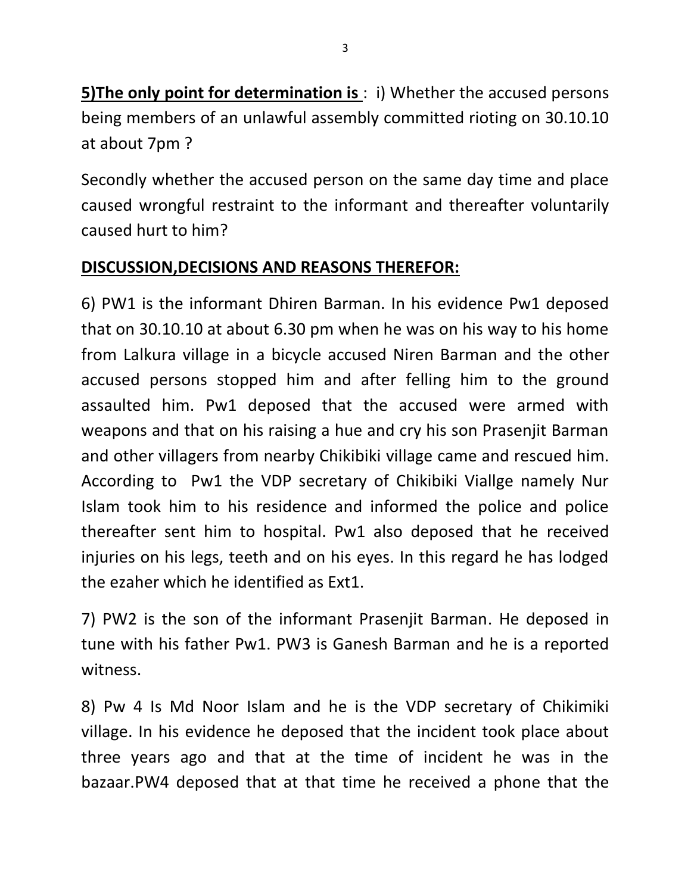**5)The only point for determination is** : i) Whether the accused persons being members of an unlawful assembly committed rioting on 30.10.10 at about 7pm ?

Secondly whether the accused person on the same day time and place caused wrongful restraint to the informant and thereafter voluntarily caused hurt to him?

**DISCUSSION,DECISIONS AND REASONS THEREFOR:**

6) PW1 is the informant Dhiren Barman. In his evidence Pw1 deposed that on 30.10.10 at about 6.30 pm when he was on his way to his home from Lalkura village in a bicycle accused Niren Barman and the other accused persons stopped him and after felling him to the ground assaulted him. Pw1 deposed that the accused were armed with weapons and that on his raising a hue and cry his son Prasenjit Barman and other villagers from nearby Chikibiki village came and rescued him. According to Pw1 the VDP secretary of Chikibiki Viallge namely Nur Islam took him to his residence and informed the police and police thereafter sent him to hospital. Pw1 also deposed that he received injuries on his legs, teeth and on his eyes. In this regard he has lodged the ezaher which he identified as Ext1.

7) PW2 is the son of the informant Prasenjit Barman. He deposed in tune with his father Pw1. PW3 is Ganesh Barman and he is a reported witness.

8) Pw 4 Is Md Noor Islam and he is the VDP secretary of Chikimiki village. In his evidence he deposed that the incident took place about three years ago and that at the time of incident he was in the bazaar.PW4 deposed that at that time he received a phone that the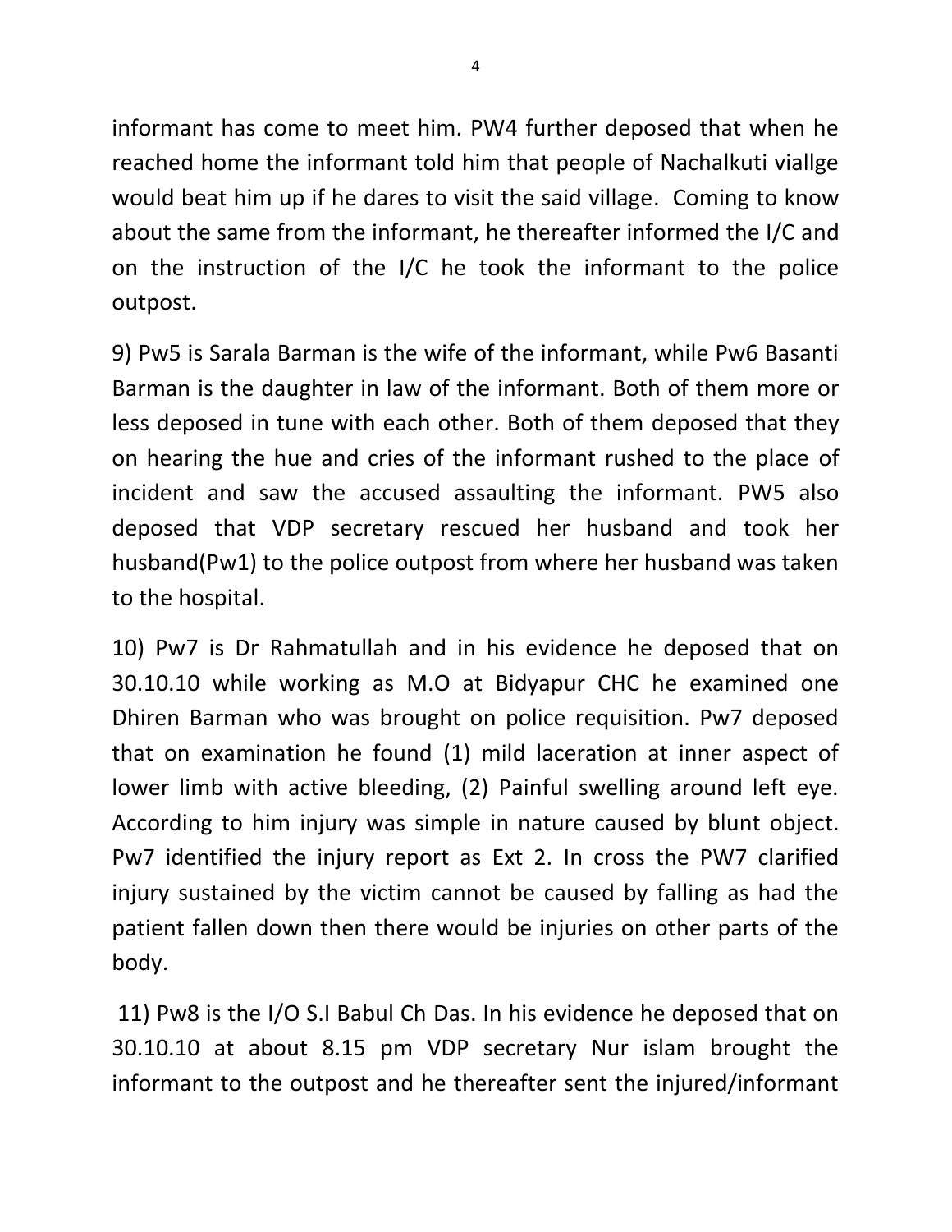informant has come to meet him. PW4 further deposed that when he reached home the informant told him that people of Nachalkuti viallge would beat him up if he dares to visit the said village. Coming to know about the same from the informant, he thereafter informed the I/C and on the instruction of the I/C he took the informant to the police outpost.

9) Pw5 is Sarala Barman is the wife of the informant, while Pw6 Basanti Barman is the daughter in law of the informant. Both of them more or less deposed in tune with each other. Both of them deposed that they on hearing the hue and cries of the informant rushed to the place of incident and saw the accused assaulting the informant. PW5 also deposed that VDP secretary rescued her husband and took her husband(Pw1) to the police outpost from where her husband was taken to the hospital.

10) Pw7 is Dr Rahmatullah and in his evidence he deposed that on 30.10.10 while working as M.O at Bidyapur CHC he examined one Dhiren Barman who was brought on police requisition. Pw7 deposed that on examination he found (1) mild laceration at inner aspect of lower limb with active bleeding, (2) Painful swelling around left eye. According to him injury was simple in nature caused by blunt object. Pw7 identified the injury report as Ext 2. In cross the PW7 clarified injury sustained by the victim cannot be caused by falling as had the patient fallen down then there would be injuries on other parts of the body.

11) Pw8 is the I/O S.I Babul Ch Das. In his evidence he deposed that on 30.10.10 at about 8.15 pm VDP secretary Nur islam brought the informant to the outpost and he thereafter sent the injured/informant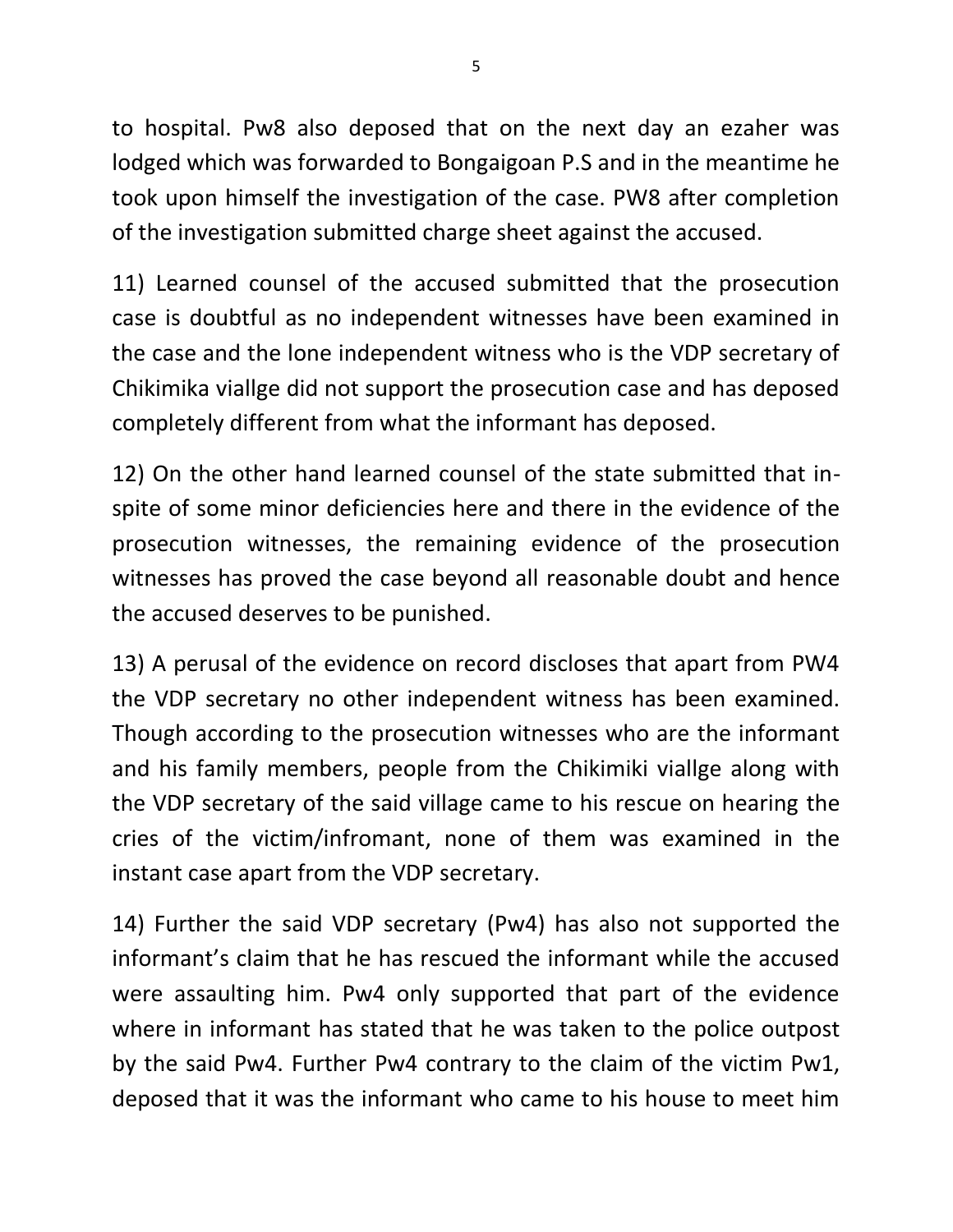to hospital. Pw8 also deposed that on the next day an ezaher was lodged which was forwarded to Bongaigoan P.S and in the meantime he took upon himself the investigation of the case. PW8 after completion of the investigation submitted charge sheet against the accused.

11) Learned counsel of the accused submitted that the prosecution case is doubtful as no independent witnesses have been examined in the case and the lone independent witness who is the VDP secretary of Chikimika viallge did not support the prosecution case and has deposed completely different from what the informant has deposed.

12) On the other hand learned counsel of the state submitted that in-spite of some minor deficiencies here and there in the evidence of the prosecution witnesses, the remaining evidence of the prosecution witnesses has proved the case beyond all reasonable doubt and hence the accused deserves to be punished.

13) A perusal of the evidence on record discloses that apart from PW4 the VDP secretary no other independent witness has been examined. Though according to the prosecution witnesses who are the informant and his family members, people from the Chikimiki viallge along with the VDP secretary of the said village came to his rescue on hearing the cries of the victim/infromant, none of them was examined in the instant case apart from the VDP secretary.

14) Further the said VDP secretary (Pw4) has also not supported the informant's claim that he has rescued the informant while the accused were assaulting him. Pw4 only supported that part of the evidence where in informant has stated that he was taken to the police outpost by the said Pw4. Further Pw4 contrary to the claim of the victim Pw1, deposed that it was the informant who came to his house to meet him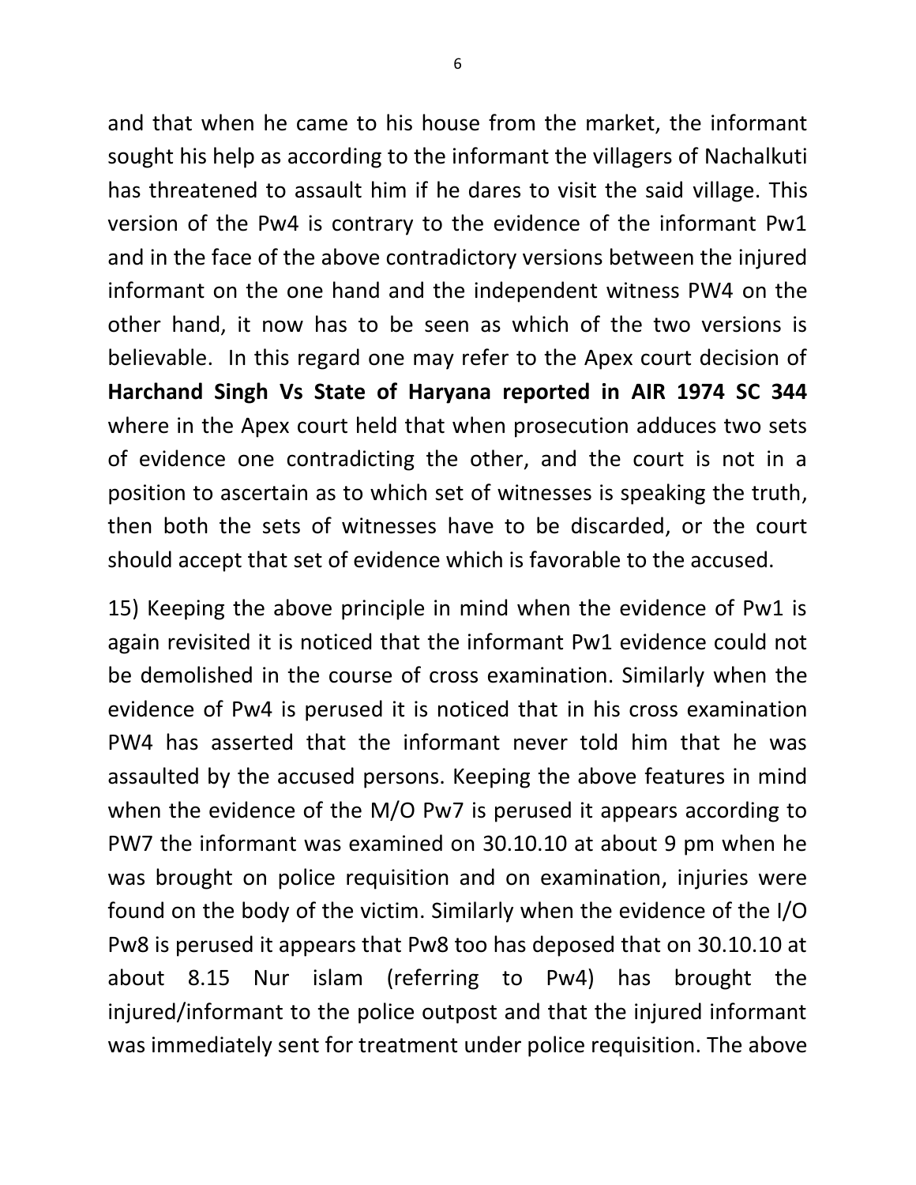and that when he came to his house from the market, the informant sought his help as according to the informant the villagers of Nachalkuti has threatened to assault him if he dares to visit the said village. This version of the Pw4 is contrary to the evidence of the informant Pw1 and in the face of the above contradictory versions between the injured informant on the one hand and the independent witness PW4 on the other hand, it now has to be seen as which of the two versions is believable. In this regard one may refer to the Apex court decision of **Harchand Singh Vs State of Haryana reported in AIR 1974 SC 344** where in the Apex court held that when prosecution adduces two sets of evidence one contradicting the other, and the court is not in a position to ascertain as to which set of witnesses is speaking the truth, then both the sets of witnesses have to be discarded, or the court should accept that set of evidence which is favorable to the accused.

15) Keeping the above principle in mind when the evidence of Pw1 is again revisited it is noticed that the informant Pw1 evidence could not be demolished in the course of cross examination. Similarly when the evidence of Pw4 is perused it is noticed that in his cross examination PW4 has asserted that the informant never told him that he was assaulted by the accused persons. Keeping the above features in mind when the evidence of the M/O Pw7 is perused it appears according to PW7 the informant was examined on 30.10.10 at about 9 pm when he was brought on police requisition and on examination, injuries were found on the body of the victim. Similarly when the evidence of the I/O Pw8 is perused it appears that Pw8 too has deposed that on 30.10.10 at about 8.15 Nur islam (referring to Pw4) has brought the injured/informant to the police outpost and that the injured informant was immediately sent for treatment under police requisition. The above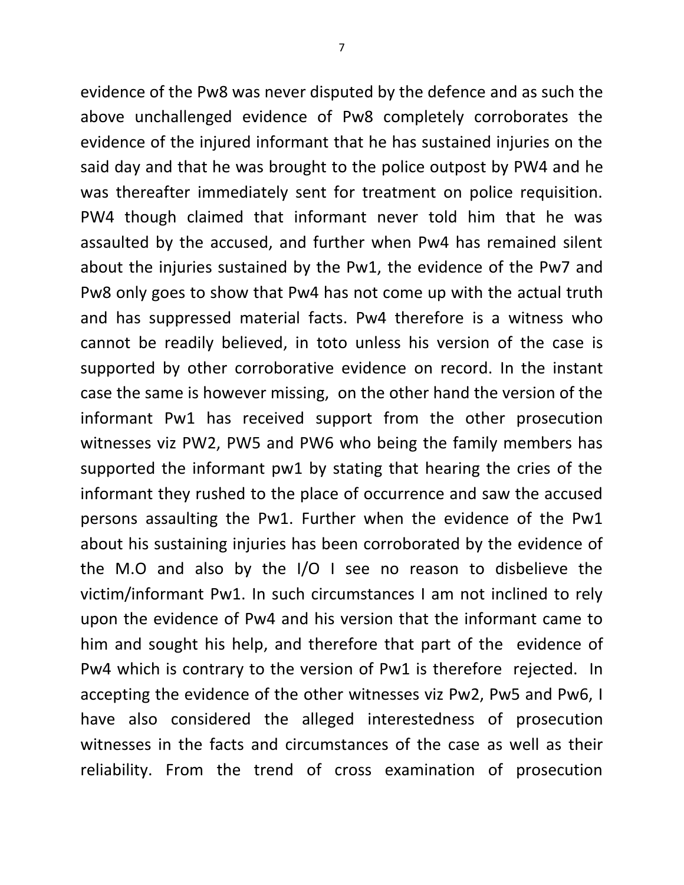evidence of the Pw8 was never disputed by the defence and as such the above unchallenged evidence of Pw8 completely corroborates the evidence of the injured informant that he has sustained injuries on the said day and that he was brought to the police outpost by PW4 and he was thereafter immediately sent for treatment on police requisition. PW4 though claimed that informant never told him that he was assaulted by the accused, and further when Pw4 has remained silent about the injuries sustained by the Pw1, the evidence of the Pw7 and Pw8 only goes to show that Pw4 has not come up with the actual truth and has suppressed material facts. Pw4 therefore is a witness who cannot be readily believed, in toto unless his version of the case is supported by other corroborative evidence on record. In the instant case the same is however missing, on the other hand the version of the informant Pw1 has received support from the other prosecution witnesses viz PW2, PW5 and PW6 who being the family members has supported the informant pw1 by stating that hearing the cries of the informant they rushed to the place of occurrence and saw the accused persons assaulting the Pw1. Further when the evidence of the Pw1 about his sustaining injuries has been corroborated by the evidence of the M.O and also by the I/O I see no reason to disbelieve the victim/informant Pw1. In such circumstances I am not inclined to rely upon the evidence of Pw4 and his version that the informant came to him and sought his help, and therefore that part of the evidence of Pw4 which is contrary to the version of Pw1 is therefore rejected. In accepting the evidence of the other witnesses viz Pw2, Pw5 and Pw6, I have also considered the alleged interestedness of prosecution witnesses in the facts and circumstances of the case as well as their reliability. From the trend of cross examination of prosecution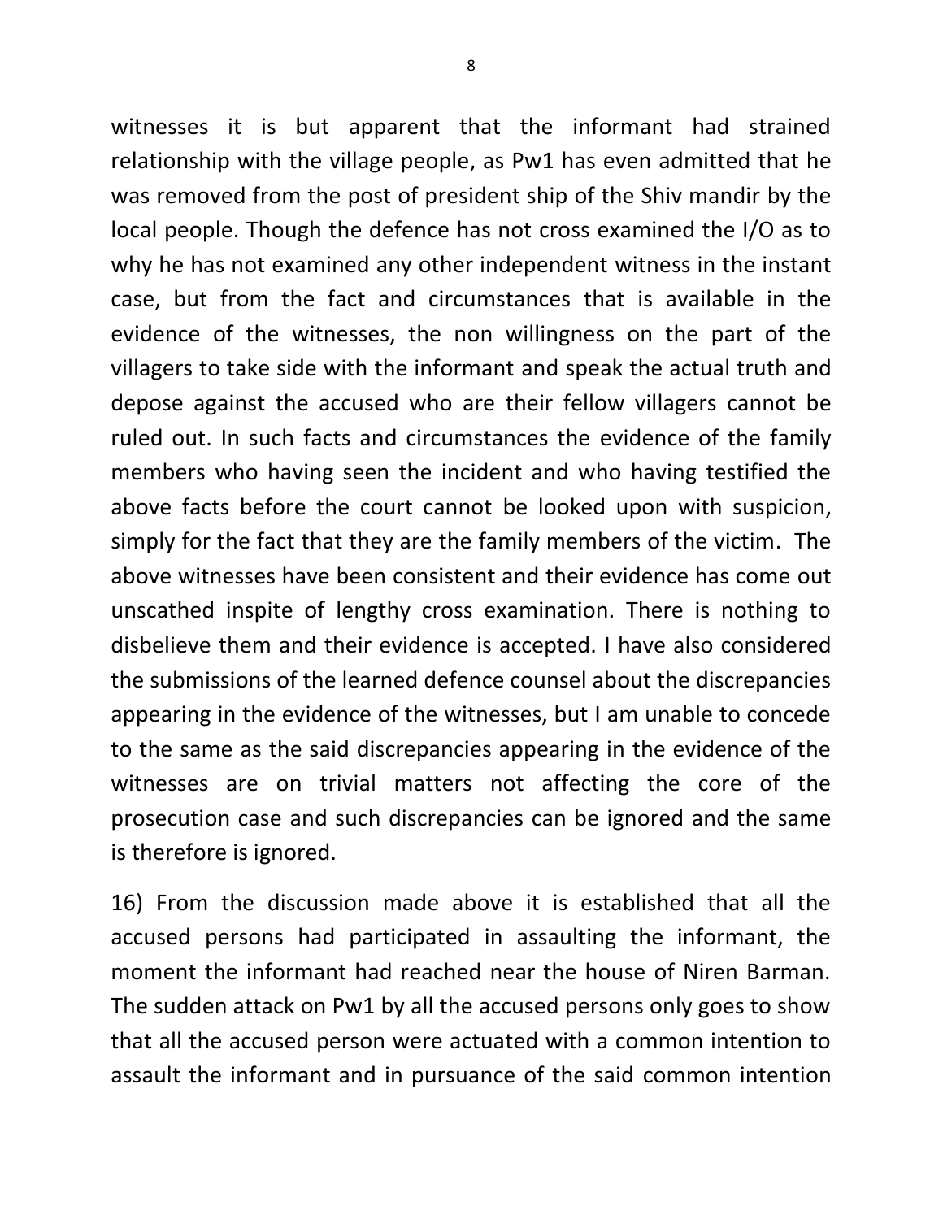witnesses it is but apparent that the informant had strained relationship with the village people, as Pw1 has even admitted that he was removed from the post of president ship of the Shiv mandir by the local people. Though the defence has not cross examined the I/O as to why he has not examined any other independent witness in the instant case, but from the fact and circumstances that is available in the evidence of the witnesses, the non willingness on the part of the villagers to take side with the informant and speak the actual truth and depose against the accused who are their fellow villagers cannot be ruled out. In such facts and circumstances the evidence of the family members who having seen the incident and who having testified the above facts before the court cannot be looked upon with suspicion, simply for the fact that they are the family members of the victim. The above witnesses have been consistent and their evidence has come out unscathed inspite of lengthy cross examination. There is nothing to disbelieve them and their evidence is accepted. I have also considered the submissions of the learned defence counsel about the discrepancies appearing in the evidence of the witnesses, but I am unable to concede to the same as the said discrepancies appearing in the evidence of the witnesses are on trivial matters not affecting the core of the prosecution case and such discrepancies can be ignored and the same is therefore is ignored.

16) From the discussion made above it is established that all the accused persons had participated in assaulting the informant, the moment the informant had reached near the house of Niren Barman. The sudden attack on Pw1 by all the accused persons only goes to show that all the accused person were actuated with a common intention to assault the informant and in pursuance of the said common intention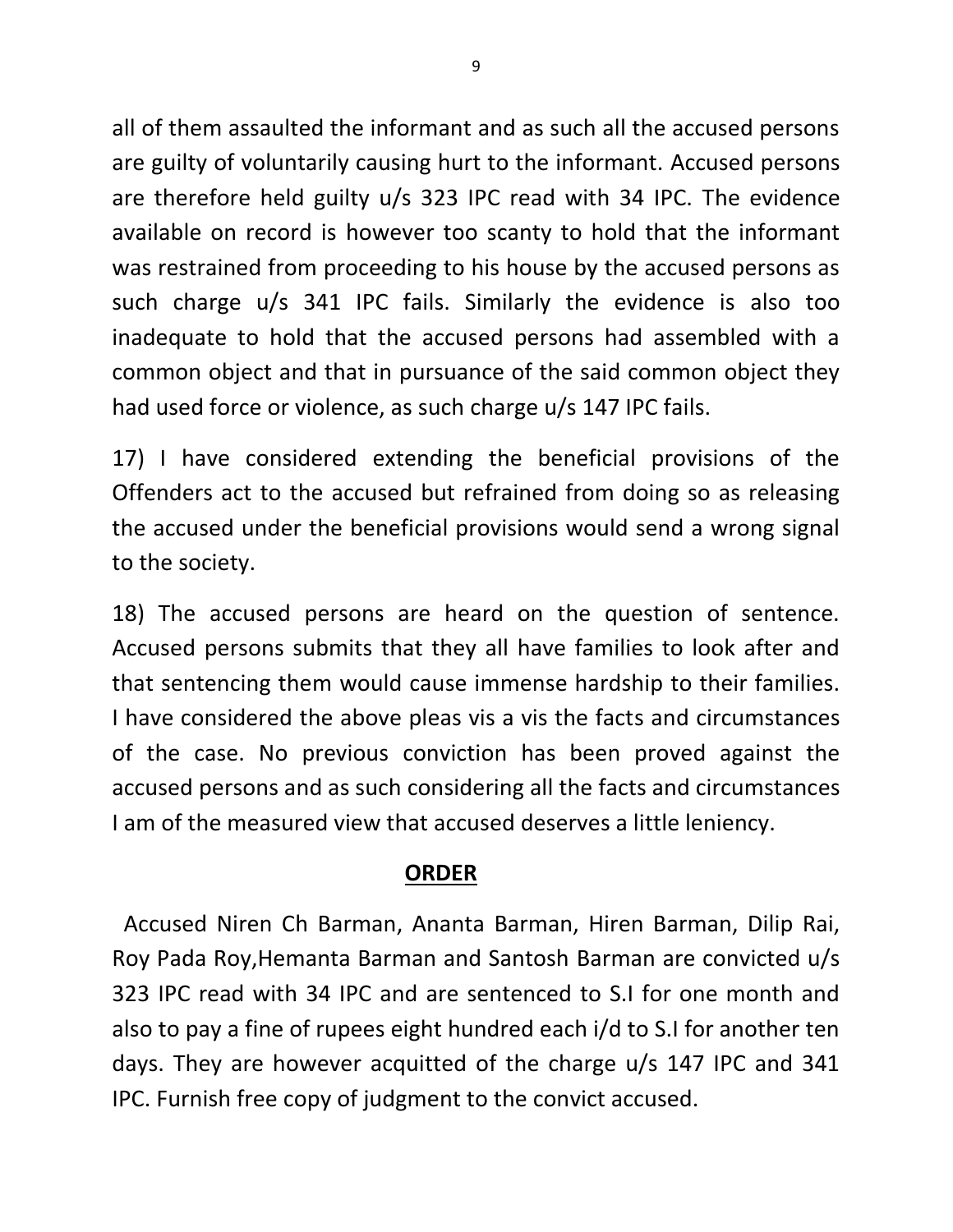all of them assaulted the informant and as such all the accused persons are guilty of voluntarily causing hurt to the informant. Accused persons are therefore held guilty u/s 323 IPC read with 34 IPC. The evidence available on record is however too scanty to hold that the informant was restrained from proceeding to his house by the accused persons as such charge u/s 341 IPC fails. Similarly the evidence is also too inadequate to hold that the accused persons had assembled with a common object and that in pursuance of the said common object they had used force or violence, as such charge u/s 147 IPC fails.

17) I have considered extending the beneficial provisions of the Offenders act to the accused but refrained from doing so as releasing the accused under the beneficial provisions would send a wrong signal to the society.

18) The accused persons are heard on the question of sentence. Accused persons submits that they all have families to look after and that sentencing them would cause immense hardship to their families. I have considered the above pleas vis a vis the facts and circumstances of the case. No previous conviction has been proved against the accused persons and as such considering all the facts and circumstances I am of the measured view that accused deserves a little leniency.

## ORDER

Accused Niren Ch Barman, Ananta Barman, Hiren Barman, Dilip Rai, Roy Pada Roy,Hemanta Barman and Santosh Barman are convicted u/s 323 IPC read with 34 IPC and are sentenced to S.I for one month and also to pay a fine of rupees eight hundred each i/d to S.I for another ten days. They are however acquitted of the charge u/s 147 IPC and 341 IPC. Furnish free copy of judgment to the convict accused.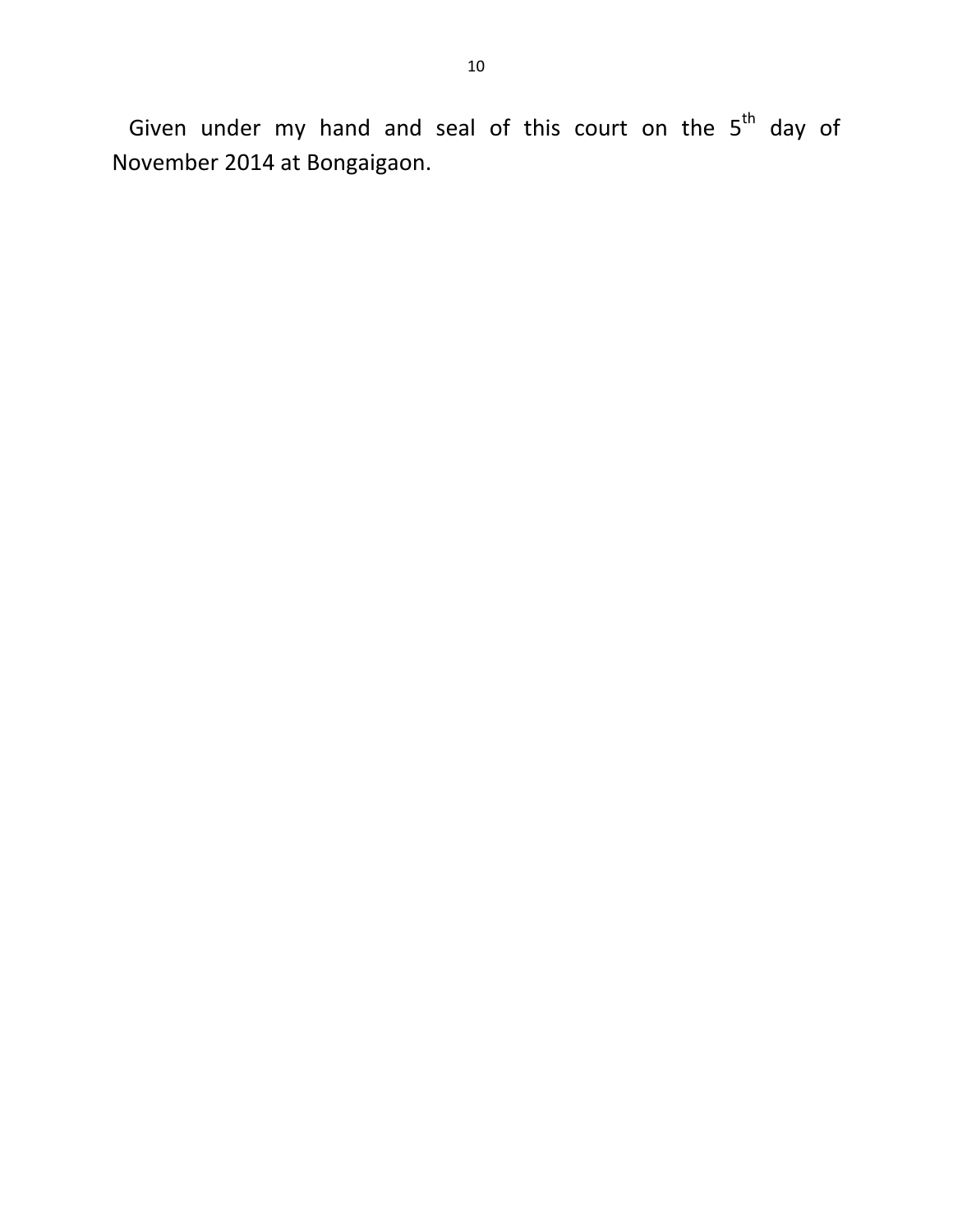Given under my hand and seal of this court on the 5th day of November 2014 at Bongaigaon.